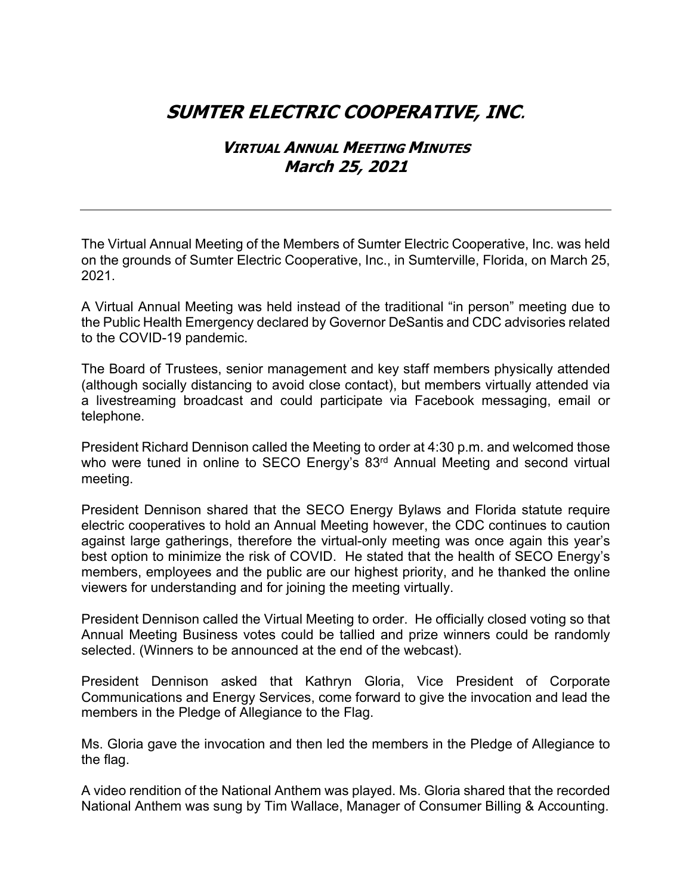# SUMTER ELECTRIC COOPERATIVE, INC.

## VIRTUAL ANNUAL MEETING MINUTES
## March 25, 2021

---

The Virtual Annual Meeting of the Members of Sumter Electric Cooperative, Inc. was held on the grounds of Sumter Electric Cooperative, Inc., in Sumterville, Florida, on March 25, 2021.

A Virtual Annual Meeting was held instead of the traditional "in person" meeting due to the Public Health Emergency declared by Governor DeSantis and CDC advisories related to the COVID-19 pandemic.

The Board of Trustees, senior management and key staff members physically attended (although socially distancing to avoid close contact), but members virtually attended via a livestreaming broadcast and could participate via Facebook messaging, email or telephone.

President Richard Dennison called the Meeting to order at 4:30 p.m. and welcomed those who were tuned in online to SECO Energy's 83rd Annual Meeting and second virtual meeting.

President Dennison shared that the SECO Energy Bylaws and Florida statute require electric cooperatives to hold an Annual Meeting however, the CDC continues to caution against large gatherings, therefore the virtual-only meeting was once again this year's best option to minimize the risk of COVID. He stated that the health of SECO Energy's members, employees and the public are our highest priority, and he thanked the online viewers for understanding and for joining the meeting virtually.

President Dennison called the Virtual Meeting to order. He officially closed voting so that Annual Meeting Business votes could be tallied and prize winners could be randomly selected. (Winners to be announced at the end of the webcast).

President Dennison asked that Kathryn Gloria, Vice President of Corporate Communications and Energy Services, come forward to give the invocation and lead the members in the Pledge of Allegiance to the Flag.

Ms. Gloria gave the invocation and then led the members in the Pledge of Allegiance to the flag.

A video rendition of the National Anthem was played. Ms. Gloria shared that the recorded National Anthem was sung by Tim Wallace, Manager of Consumer Billing & Accounting.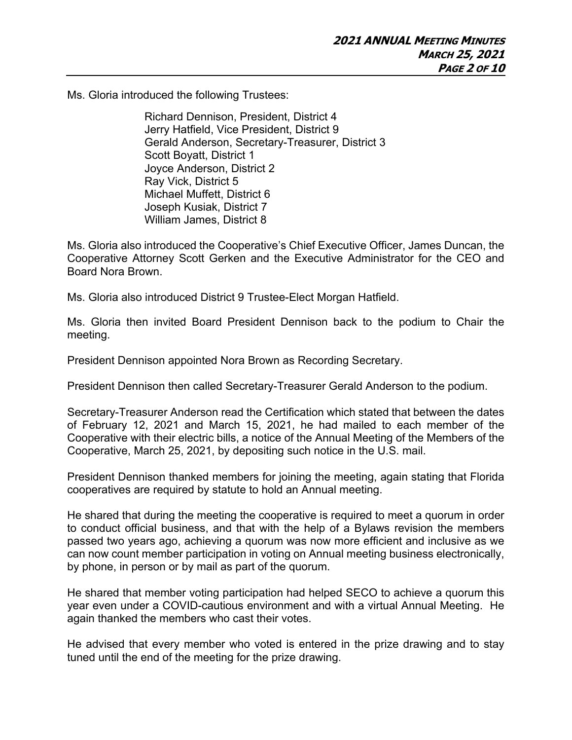Ms. Gloria introduced the following Trustees:

Richard Dennison, President, District 4
Jerry Hatfield, Vice President, District 9
Gerald Anderson, Secretary-Treasurer, District 3
Scott Boyatt, District 1
Joyce Anderson, District 2
Ray Vick, District 5
Michael Muffett, District 6
Joseph Kusiak, District 7
William James, District 8

Ms. Gloria also introduced the Cooperative's Chief Executive Officer, James Duncan, the Cooperative Attorney Scott Gerken and the Executive Administrator for the CEO and Board Nora Brown.

Ms. Gloria also introduced District 9 Trustee-Elect Morgan Hatfield.

Ms. Gloria then invited Board President Dennison back to the podium to Chair the meeting.

President Dennison appointed Nora Brown as Recording Secretary.

President Dennison then called Secretary-Treasurer Gerald Anderson to the podium.

Secretary-Treasurer Anderson read the Certification which stated that between the dates of February 12, 2021 and March 15, 2021, he had mailed to each member of the Cooperative with their electric bills, a notice of the Annual Meeting of the Members of the Cooperative, March 25, 2021, by depositing such notice in the U.S. mail.

President Dennison thanked members for joining the meeting, again stating that Florida cooperatives are required by statute to hold an Annual meeting.

He shared that during the meeting the cooperative is required to meet a quorum in order to conduct official business, and that with the help of a Bylaws revision the members passed two years ago, achieving a quorum was now more efficient and inclusive as we can now count member participation in voting on Annual meeting business electronically, by phone, in person or by mail as part of the quorum.

He shared that member voting participation had helped SECO to achieve a quorum this year even under a COVID-cautious environment and with a virtual Annual Meeting. He again thanked the members who cast their votes.

He advised that every member who voted is entered in the prize drawing and to stay tuned until the end of the meeting for the prize drawing.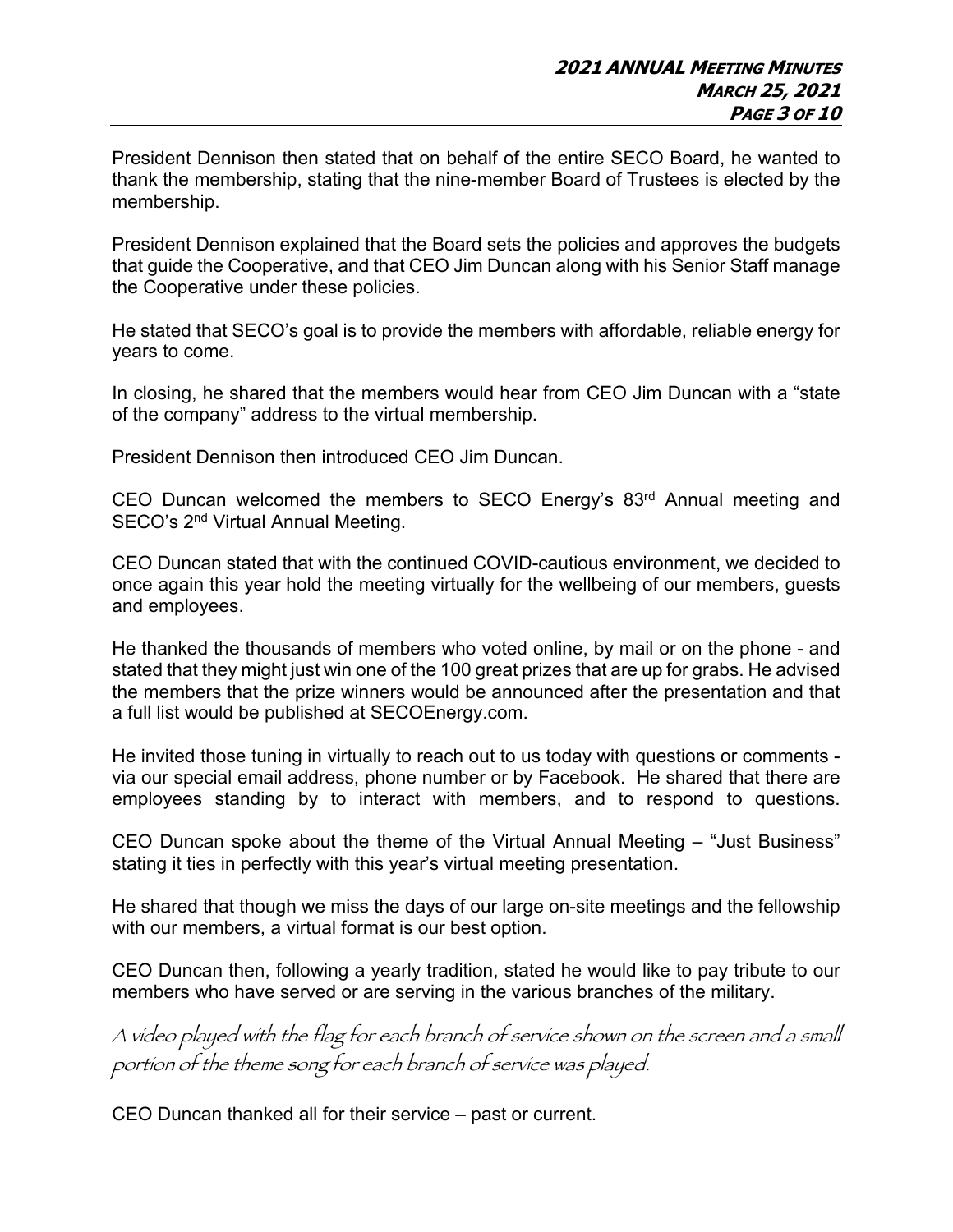President Dennison then stated that on behalf of the entire SECO Board, he wanted to thank the membership, stating that the nine-member Board of Trustees is elected by the membership.

President Dennison explained that the Board sets the policies and approves the budgets that guide the Cooperative, and that CEO Jim Duncan along with his Senior Staff manage the Cooperative under these policies.

He stated that SECO's goal is to provide the members with affordable, reliable energy for years to come.

In closing, he shared that the members would hear from CEO Jim Duncan with a "state of the company" address to the virtual membership.

President Dennison then introduced CEO Jim Duncan.

CEO Duncan welcomed the members to SECO Energy's 83rd Annual meeting and SECO's 2nd Virtual Annual Meeting.

CEO Duncan stated that with the continued COVID-cautious environment, we decided to once again this year hold the meeting virtually for the wellbeing of our members, guests and employees.

He thanked the thousands of members who voted online, by mail or on the phone - and stated that they might just win one of the 100 great prizes that are up for grabs. He advised the members that the prize winners would be announced after the presentation and that a full list would be published at SECOEnergy.com.

He invited those tuning in virtually to reach out to us today with questions or comments - via our special email address, phone number or by Facebook. He shared that there are employees standing by to interact with members, and to respond to questions.

CEO Duncan spoke about the theme of the Virtual Annual Meeting – "Just Business" stating it ties in perfectly with this year's virtual meeting presentation.

He shared that though we miss the days of our large on-site meetings and the fellowship with our members, a virtual format is our best option.

CEO Duncan then, following a yearly tradition, stated he would like to pay tribute to our members who have served or are serving in the various branches of the military.

*A video played with the flag for each branch of service shown on the screen and a small portion of the theme song for each branch of service was played.*

CEO Duncan thanked all for their service – past or current.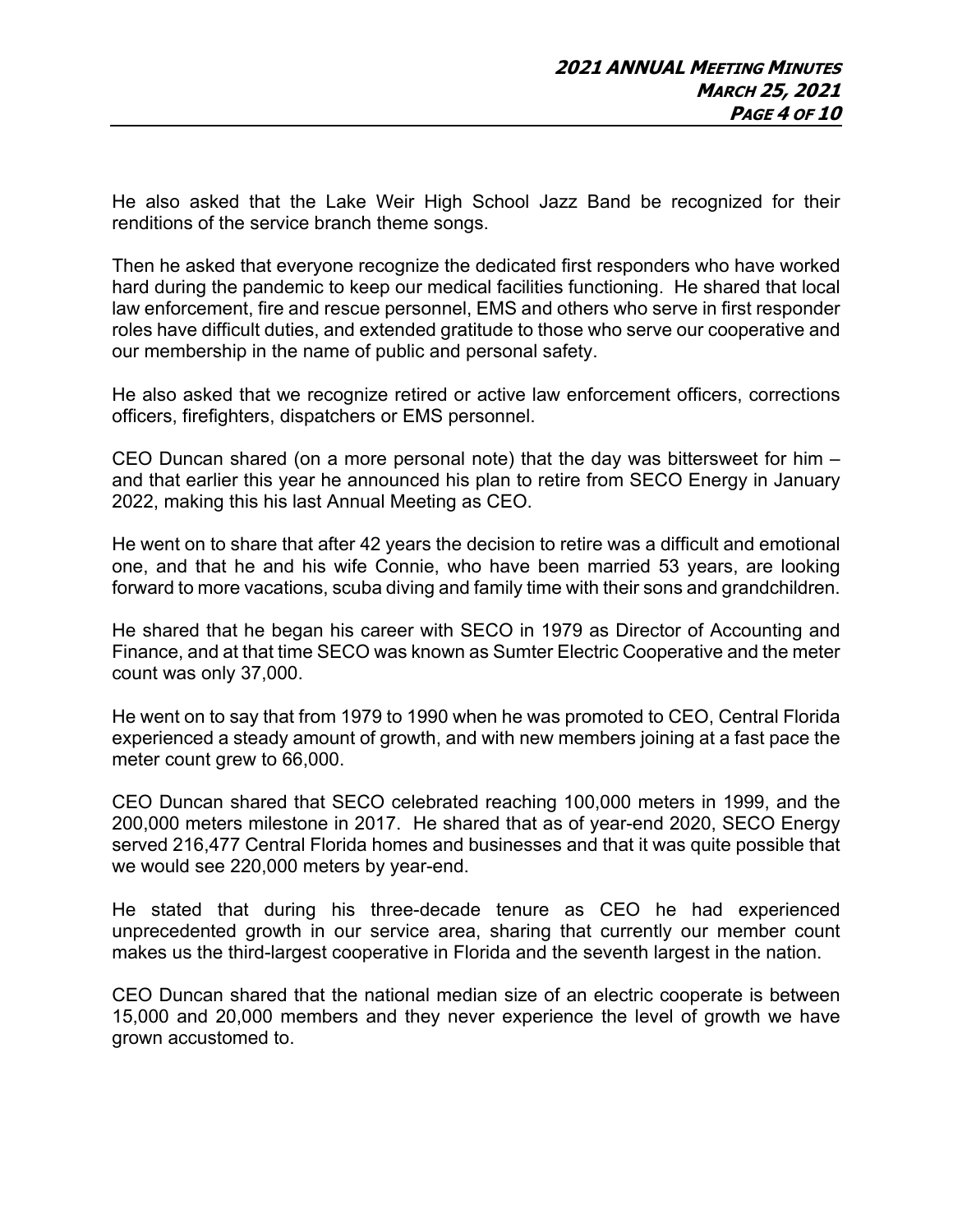He also asked that the Lake Weir High School Jazz Band be recognized for their renditions of the service branch theme songs.

Then he asked that everyone recognize the dedicated first responders who have worked hard during the pandemic to keep our medical facilities functioning. He shared that local law enforcement, fire and rescue personnel, EMS and others who serve in first responder roles have difficult duties, and extended gratitude to those who serve our cooperative and our membership in the name of public and personal safety.

He also asked that we recognize retired or active law enforcement officers, corrections officers, firefighters, dispatchers or EMS personnel.

CEO Duncan shared (on a more personal note) that the day was bittersweet for him – and that earlier this year he announced his plan to retire from SECO Energy in January 2022, making this his last Annual Meeting as CEO.

He went on to share that after 42 years the decision to retire was a difficult and emotional one, and that he and his wife Connie, who have been married 53 years, are looking forward to more vacations, scuba diving and family time with their sons and grandchildren.

He shared that he began his career with SECO in 1979 as Director of Accounting and Finance, and at that time SECO was known as Sumter Electric Cooperative and the meter count was only 37,000.

He went on to say that from 1979 to 1990 when he was promoted to CEO, Central Florida experienced a steady amount of growth, and with new members joining at a fast pace the meter count grew to 66,000.

CEO Duncan shared that SECO celebrated reaching 100,000 meters in 1999, and the 200,000 meters milestone in 2017. He shared that as of year-end 2020, SECO Energy served 216,477 Central Florida homes and businesses and that it was quite possible that we would see 220,000 meters by year-end.

He stated that during his three-decade tenure as CEO he had experienced unprecedented growth in our service area, sharing that currently our member count makes us the third-largest cooperative in Florida and the seventh largest in the nation.

CEO Duncan shared that the national median size of an electric cooperate is between 15,000 and 20,000 members and they never experience the level of growth we have grown accustomed to.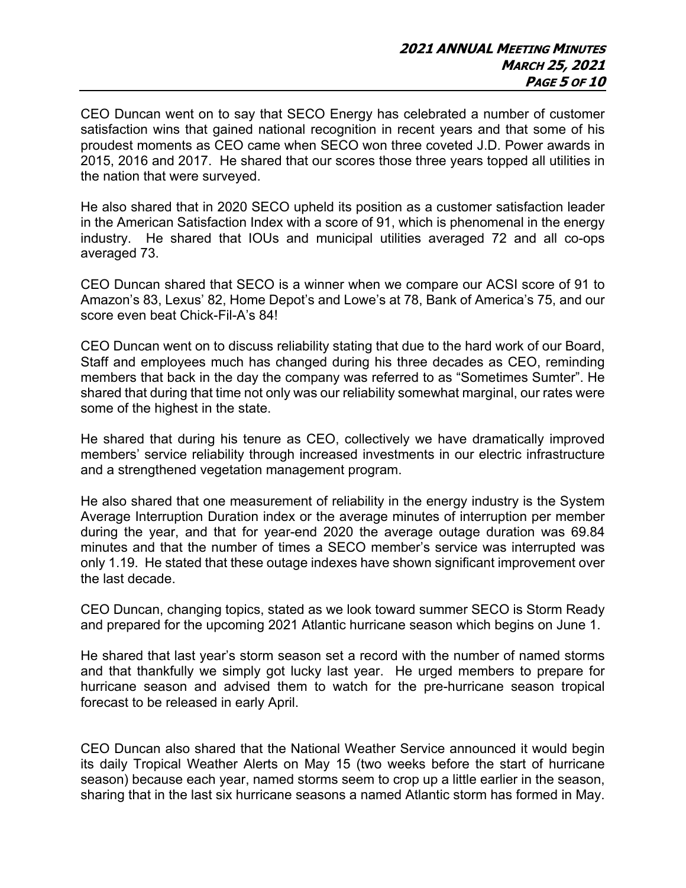CEO Duncan went on to say that SECO Energy has celebrated a number of customer satisfaction wins that gained national recognition in recent years and that some of his proudest moments as CEO came when SECO won three coveted J.D. Power awards in 2015, 2016 and 2017. He shared that our scores those three years topped all utilities in the nation that were surveyed.

He also shared that in 2020 SECO upheld its position as a customer satisfaction leader in the American Satisfaction Index with a score of 91, which is phenomenal in the energy industry. He shared that IOUs and municipal utilities averaged 72 and all co-ops averaged 73.

CEO Duncan shared that SECO is a winner when we compare our ACSI score of 91 to Amazon's 83, Lexus' 82, Home Depot's and Lowe's at 78, Bank of America's 75, and our score even beat Chick-Fil-A's 84!

CEO Duncan went on to discuss reliability stating that due to the hard work of our Board, Staff and employees much has changed during his three decades as CEO, reminding members that back in the day the company was referred to as "Sometimes Sumter". He shared that during that time not only was our reliability somewhat marginal, our rates were some of the highest in the state.

He shared that during his tenure as CEO, collectively we have dramatically improved members' service reliability through increased investments in our electric infrastructure and a strengthened vegetation management program.

He also shared that one measurement of reliability in the energy industry is the System Average Interruption Duration index or the average minutes of interruption per member during the year, and that for year-end 2020 the average outage duration was 69.84 minutes and that the number of times a SECO member's service was interrupted was only 1.19. He stated that these outage indexes have shown significant improvement over the last decade.

CEO Duncan, changing topics, stated as we look toward summer SECO is Storm Ready and prepared for the upcoming 2021 Atlantic hurricane season which begins on June 1.

He shared that last year's storm season set a record with the number of named storms and that thankfully we simply got lucky last year. He urged members to prepare for hurricane season and advised them to watch for the pre-hurricane season tropical forecast to be released in early April.

CEO Duncan also shared that the National Weather Service announced it would begin its daily Tropical Weather Alerts on May 15 (two weeks before the start of hurricane season) because each year, named storms seem to crop up a little earlier in the season, sharing that in the last six hurricane seasons a named Atlantic storm has formed in May.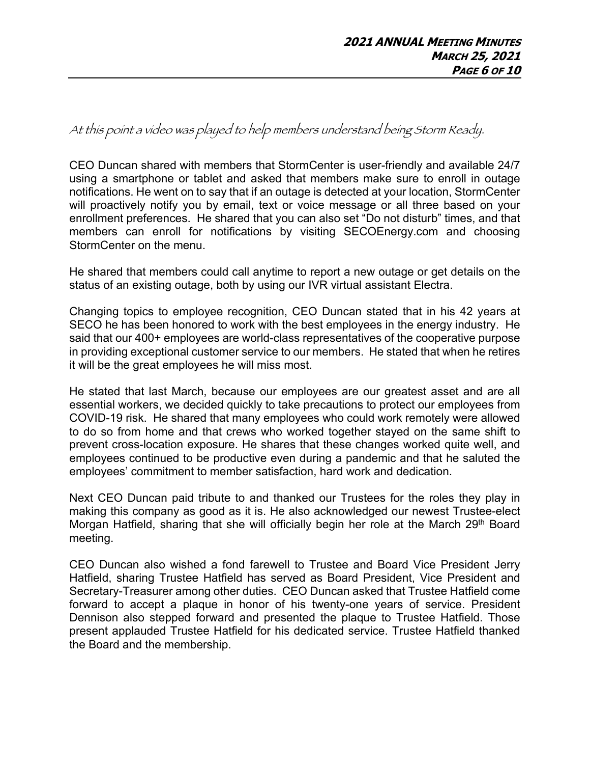*At this point a video was played to help members understand being Storm Ready.*

CEO Duncan shared with members that StormCenter is user-friendly and available 24/7 using a smartphone or tablet and asked that members make sure to enroll in outage notifications. He went on to say that if an outage is detected at your location, StormCenter will proactively notify you by email, text or voice message or all three based on your enrollment preferences. He shared that you can also set "Do not disturb" times, and that members can enroll for notifications by visiting SECOEnergy.com and choosing StormCenter on the menu.

He shared that members could call anytime to report a new outage or get details on the status of an existing outage, both by using our IVR virtual assistant Electra.

Changing topics to employee recognition, CEO Duncan stated that in his 42 years at SECO he has been honored to work with the best employees in the energy industry. He said that our 400+ employees are world-class representatives of the cooperative purpose in providing exceptional customer service to our members. He stated that when he retires it will be the great employees he will miss most.

He stated that last March, because our employees are our greatest asset and are all essential workers, we decided quickly to take precautions to protect our employees from COVID-19 risk. He shared that many employees who could work remotely were allowed to do so from home and that crews who worked together stayed on the same shift to prevent cross-location exposure. He shares that these changes worked quite well, and employees continued to be productive even during a pandemic and that he saluted the employees' commitment to member satisfaction, hard work and dedication.

Next CEO Duncan paid tribute to and thanked our Trustees for the roles they play in making this company as good as it is. He also acknowledged our newest Trustee-elect Morgan Hatfield, sharing that she will officially begin her role at the March 29th Board meeting.

CEO Duncan also wished a fond farewell to Trustee and Board Vice President Jerry Hatfield, sharing Trustee Hatfield has served as Board President, Vice President and Secretary-Treasurer among other duties. CEO Duncan asked that Trustee Hatfield come forward to accept a plaque in honor of his twenty-one years of service. President Dennison also stepped forward and presented the plaque to Trustee Hatfield. Those present applauded Trustee Hatfield for his dedicated service. Trustee Hatfield thanked the Board and the membership.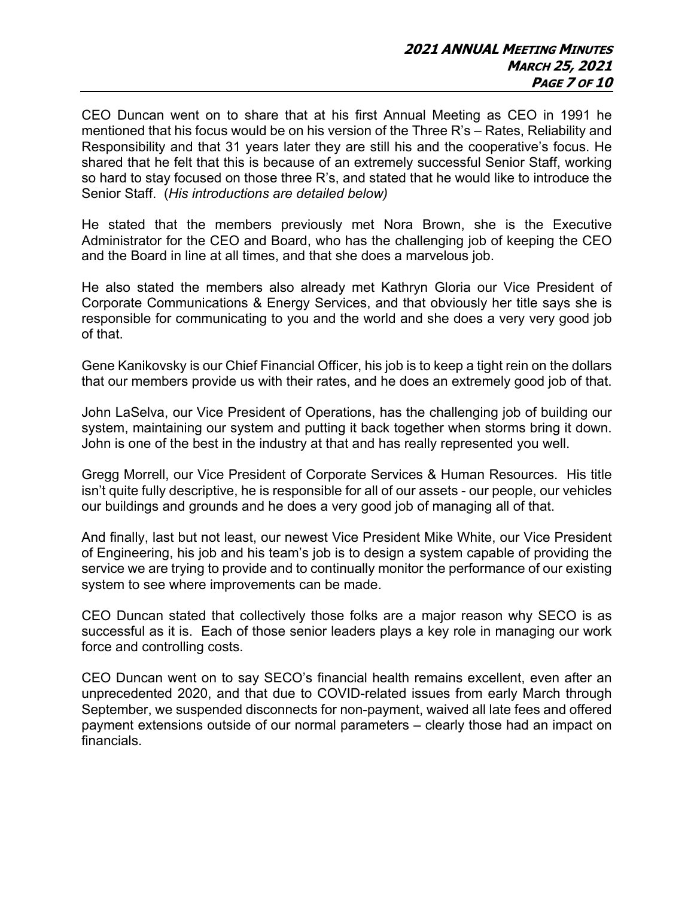CEO Duncan went on to share that at his first Annual Meeting as CEO in 1991 he mentioned that his focus would be on his version of the Three R's – Rates, Reliability and Responsibility and that 31 years later they are still his and the cooperative's focus. He shared that he felt that this is because of an extremely successful Senior Staff, working so hard to stay focused on those three R's, and stated that he would like to introduce the Senior Staff. (*His introductions are detailed below)*

He stated that the members previously met Nora Brown, she is the Executive Administrator for the CEO and Board, who has the challenging job of keeping the CEO and the Board in line at all times, and that she does a marvelous job.

He also stated the members also already met Kathryn Gloria our Vice President of Corporate Communications & Energy Services, and that obviously her title says she is responsible for communicating to you and the world and she does a very very good job of that.

Gene Kanikovsky is our Chief Financial Officer, his job is to keep a tight rein on the dollars that our members provide us with their rates, and he does an extremely good job of that.

John LaSelva, our Vice President of Operations, has the challenging job of building our system, maintaining our system and putting it back together when storms bring it down. John is one of the best in the industry at that and has really represented you well.

Gregg Morrell, our Vice President of Corporate Services & Human Resources. His title isn't quite fully descriptive, he is responsible for all of our assets - our people, our vehicles our buildings and grounds and he does a very good job of managing all of that.

And finally, last but not least, our newest Vice President Mike White, our Vice President of Engineering, his job and his team's job is to design a system capable of providing the service we are trying to provide and to continually monitor the performance of our existing system to see where improvements can be made.

CEO Duncan stated that collectively those folks are a major reason why SECO is as successful as it is. Each of those senior leaders plays a key role in managing our work force and controlling costs.

CEO Duncan went on to say SECO's financial health remains excellent, even after an unprecedented 2020, and that due to COVID-related issues from early March through September, we suspended disconnects for non-payment, waived all late fees and offered payment extensions outside of our normal parameters – clearly those had an impact on financials.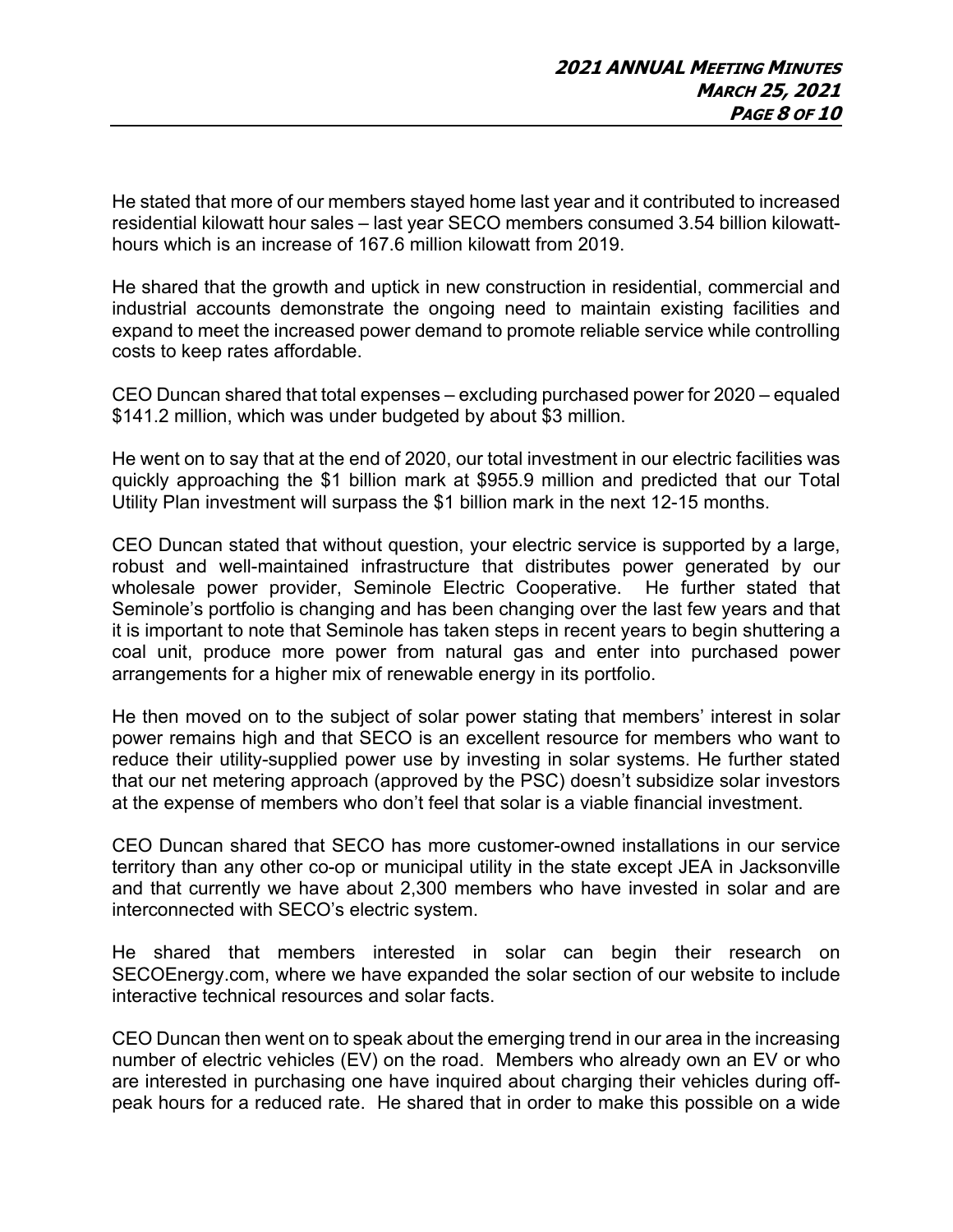He stated that more of our members stayed home last year and it contributed to increased residential kilowatt hour sales – last year SECO members consumed 3.54 billion kilowatt-hours which is an increase of 167.6 million kilowatt from 2019.

He shared that the growth and uptick in new construction in residential, commercial and industrial accounts demonstrate the ongoing need to maintain existing facilities and expand to meet the increased power demand to promote reliable service while controlling costs to keep rates affordable.

CEO Duncan shared that total expenses – excluding purchased power for 2020 – equaled $141.2 million, which was under budgeted by about $3 million.

He went on to say that at the end of 2020, our total investment in our electric facilities was quickly approaching the $1 billion mark at $955.9 million and predicted that our Total Utility Plan investment will surpass the $1 billion mark in the next 12-15 months.

CEO Duncan stated that without question, your electric service is supported by a large, robust and well-maintained infrastructure that distributes power generated by our wholesale power provider, Seminole Electric Cooperative. He further stated that Seminole's portfolio is changing and has been changing over the last few years and that it is important to note that Seminole has taken steps in recent years to begin shuttering a coal unit, produce more power from natural gas and enter into purchased power arrangements for a higher mix of renewable energy in its portfolio.

He then moved on to the subject of solar power stating that members' interest in solar power remains high and that SECO is an excellent resource for members who want to reduce their utility-supplied power use by investing in solar systems. He further stated that our net metering approach (approved by the PSC) doesn't subsidize solar investors at the expense of members who don't feel that solar is a viable financial investment.

CEO Duncan shared that SECO has more customer-owned installations in our service territory than any other co-op or municipal utility in the state except JEA in Jacksonville and that currently we have about 2,300 members who have invested in solar and are interconnected with SECO's electric system.

He shared that members interested in solar can begin their research on SECOEnergy.com, where we have expanded the solar section of our website to include interactive technical resources and solar facts.

CEO Duncan then went on to speak about the emerging trend in our area in the increasing number of electric vehicles (EV) on the road. Members who already own an EV or who are interested in purchasing one have inquired about charging their vehicles during off-peak hours for a reduced rate. He shared that in order to make this possible on a wide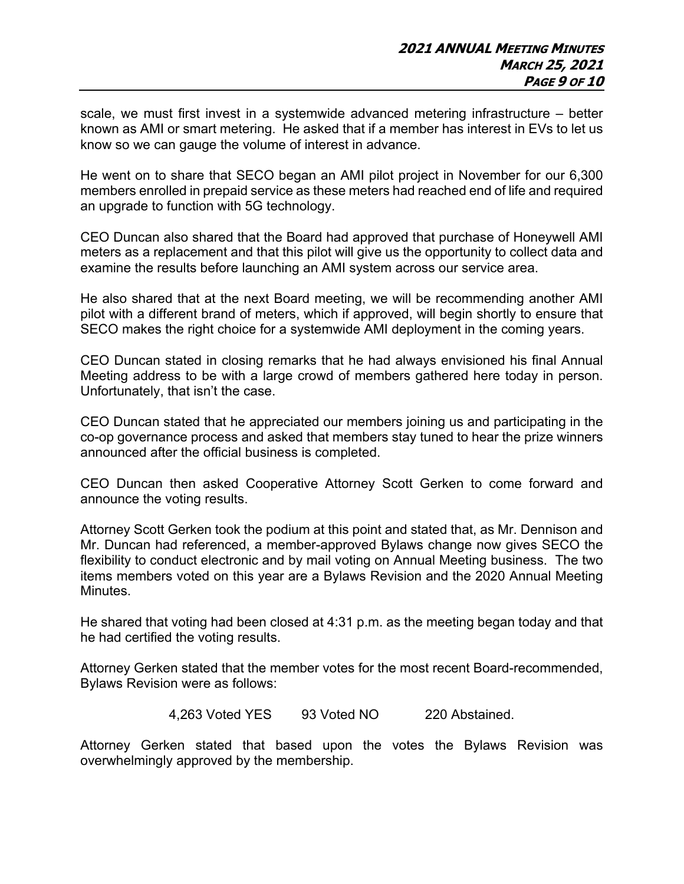scale, we must first invest in a systemwide advanced metering infrastructure – better known as AMI or smart metering. He asked that if a member has interest in EVs to let us know so we can gauge the volume of interest in advance.

He went on to share that SECO began an AMI pilot project in November for our 6,300 members enrolled in prepaid service as these meters had reached end of life and required an upgrade to function with 5G technology.

CEO Duncan also shared that the Board had approved that purchase of Honeywell AMI meters as a replacement and that this pilot will give us the opportunity to collect data and examine the results before launching an AMI system across our service area.

He also shared that at the next Board meeting, we will be recommending another AMI pilot with a different brand of meters, which if approved, will begin shortly to ensure that SECO makes the right choice for a systemwide AMI deployment in the coming years.

CEO Duncan stated in closing remarks that he had always envisioned his final Annual Meeting address to be with a large crowd of members gathered here today in person. Unfortunately, that isn't the case.

CEO Duncan stated that he appreciated our members joining us and participating in the co-op governance process and asked that members stay tuned to hear the prize winners announced after the official business is completed.

CEO Duncan then asked Cooperative Attorney Scott Gerken to come forward and announce the voting results.

Attorney Scott Gerken took the podium at this point and stated that, as Mr. Dennison and Mr. Duncan had referenced, a member-approved Bylaws change now gives SECO the flexibility to conduct electronic and by mail voting on Annual Meeting business. The two items members voted on this year are a Bylaws Revision and the 2020 Annual Meeting Minutes.

He shared that voting had been closed at 4:31 p.m. as the meeting began today and that he had certified the voting results.

Attorney Gerken stated that the member votes for the most recent Board-recommended, Bylaws Revision were as follows:

4,263 Voted YES    93 Voted NO    220 Abstained.

Attorney Gerken stated that based upon the votes the Bylaws Revision was overwhelmingly approved by the membership.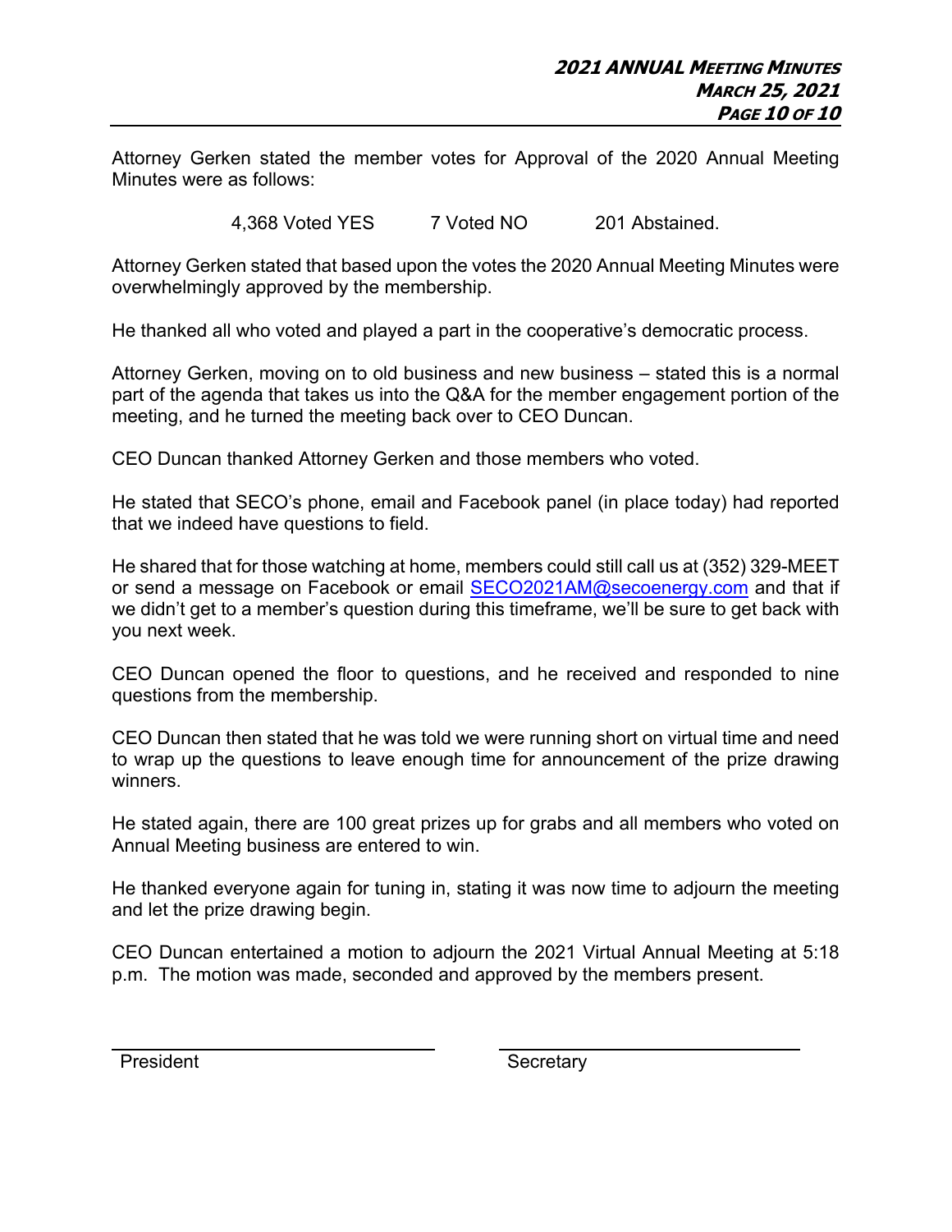Attorney Gerken stated the member votes for Approval of the 2020 Annual Meeting Minutes were as follows:

4,368 Voted YES     7 Voted NO     201 Abstained.

Attorney Gerken stated that based upon the votes the 2020 Annual Meeting Minutes were overwhelmingly approved by the membership.

He thanked all who voted and played a part in the cooperative's democratic process.

Attorney Gerken, moving on to old business and new business – stated this is a normal part of the agenda that takes us into the Q&A for the member engagement portion of the meeting, and he turned the meeting back over to CEO Duncan.

CEO Duncan thanked Attorney Gerken and those members who voted.

He stated that SECO's phone, email and Facebook panel (in place today) had reported that we indeed have questions to field.

He shared that for those watching at home, members could still call us at (352) 329-MEET or send a message on Facebook or email SECO2021AM@secoenergy.com and that if we didn't get to a member's question during this timeframe, we'll be sure to get back with you next week.

CEO Duncan opened the floor to questions, and he received and responded to nine questions from the membership.

CEO Duncan then stated that he was told we were running short on virtual time and need to wrap up the questions to leave enough time for announcement of the prize drawing winners.

He stated again, there are 100 great prizes up for grabs and all members who voted on Annual Meeting business are entered to win.

He thanked everyone again for tuning in, stating it was now time to adjourn the meeting and let the prize drawing begin.

CEO Duncan entertained a motion to adjourn the 2021 Virtual Annual Meeting at 5:18 p.m. The motion was made, seconded and approved by the members present.

______________________________     ______________________________

President     Secretary